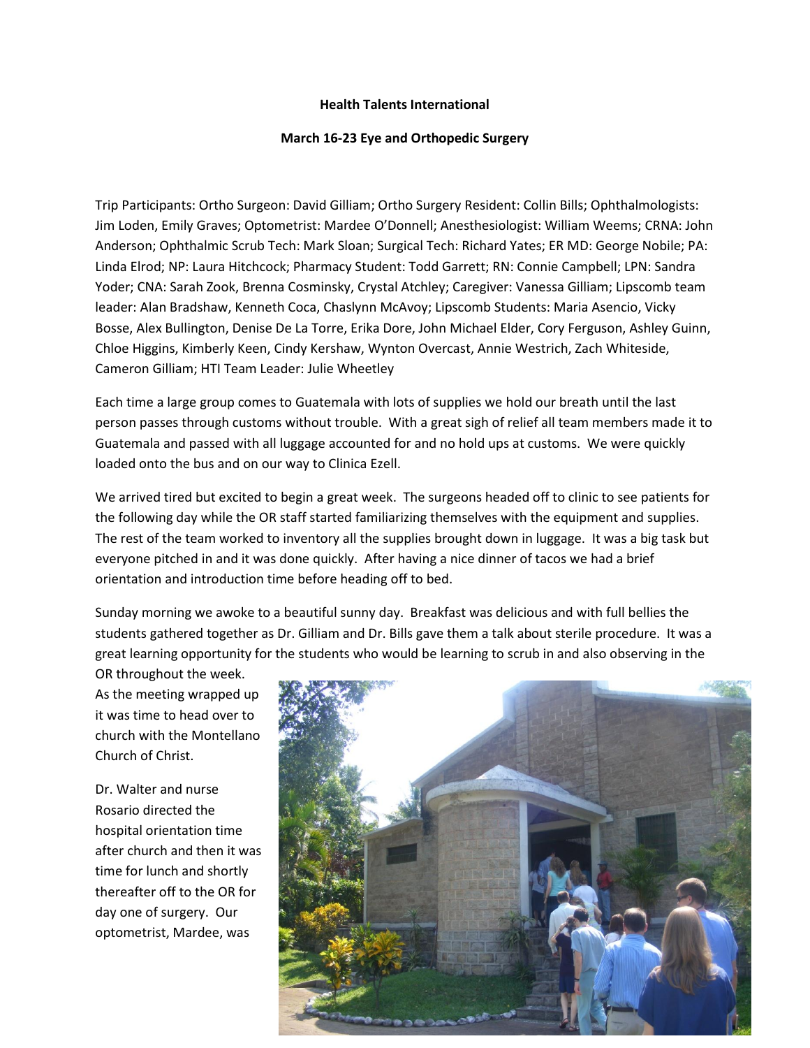**Health Talents International**

**March 16-23 Eye and Orthopedic Surgery**

Trip Participants: Ortho Surgeon: David Gilliam; Ortho Surgery Resident: Collin Bills; Ophthalmologists: Jim Loden, Emily Graves; Optometrist: Mardee O'Donnell; Anesthesiologist: William Weems; CRNA: John Anderson; Ophthalmic Scrub Tech: Mark Sloan; Surgical Tech: Richard Yates; ER MD: George Nobile; PA: Linda Elrod; NP: Laura Hitchcock; Pharmacy Student: Todd Garrett; RN: Connie Campbell; LPN: Sandra Yoder; CNA: Sarah Zook, Brenna Cosminsky, Crystal Atchley; Caregiver: Vanessa Gilliam; Lipscomb team leader: Alan Bradshaw, Kenneth Coca, Chaslynn McAvoy; Lipscomb Students: Maria Asencio, Vicky Bosse, Alex Bullington, Denise De La Torre, Erika Dore, John Michael Elder, Cory Ferguson, Ashley Guinn, Chloe Higgins, Kimberly Keen, Cindy Kershaw, Wynton Overcast, Annie Westrich, Zach Whiteside, Cameron Gilliam; HTI Team Leader: Julie Wheetley

Each time a large group comes to Guatemala with lots of supplies we hold our breath until the last person passes through customs without trouble. With a great sigh of relief all team members made it to Guatemala and passed with all luggage accounted for and no hold ups at customs. We were quickly loaded onto the bus and on our way to Clinica Ezell.

We arrived tired but excited to begin a great week. The surgeons headed off to clinic to see patients for the following day while the OR staff started familiarizing themselves with the equipment and supplies. The rest of the team worked to inventory all the supplies brought down in luggage. It was a big task but everyone pitched in and it was done quickly. After having a nice dinner of tacos we had a brief orientation and introduction time before heading off to bed.

Sunday morning we awoke to a beautiful sunny day. Breakfast was delicious and with full bellies the students gathered together as Dr. Gilliam and Dr. Bills gave them a talk about sterile procedure. It was a great learning opportunity for the students who would be learning to scrub in and also observing in the OR throughout the week. As the meeting wrapped up it was time to head over to church with the Montellano Church of Christ.

Dr. Walter and nurse Rosario directed the hospital orientation time after church and then it was time for lunch and shortly thereafter off to the OR for day one of surgery. Our optometrist, Mardee, was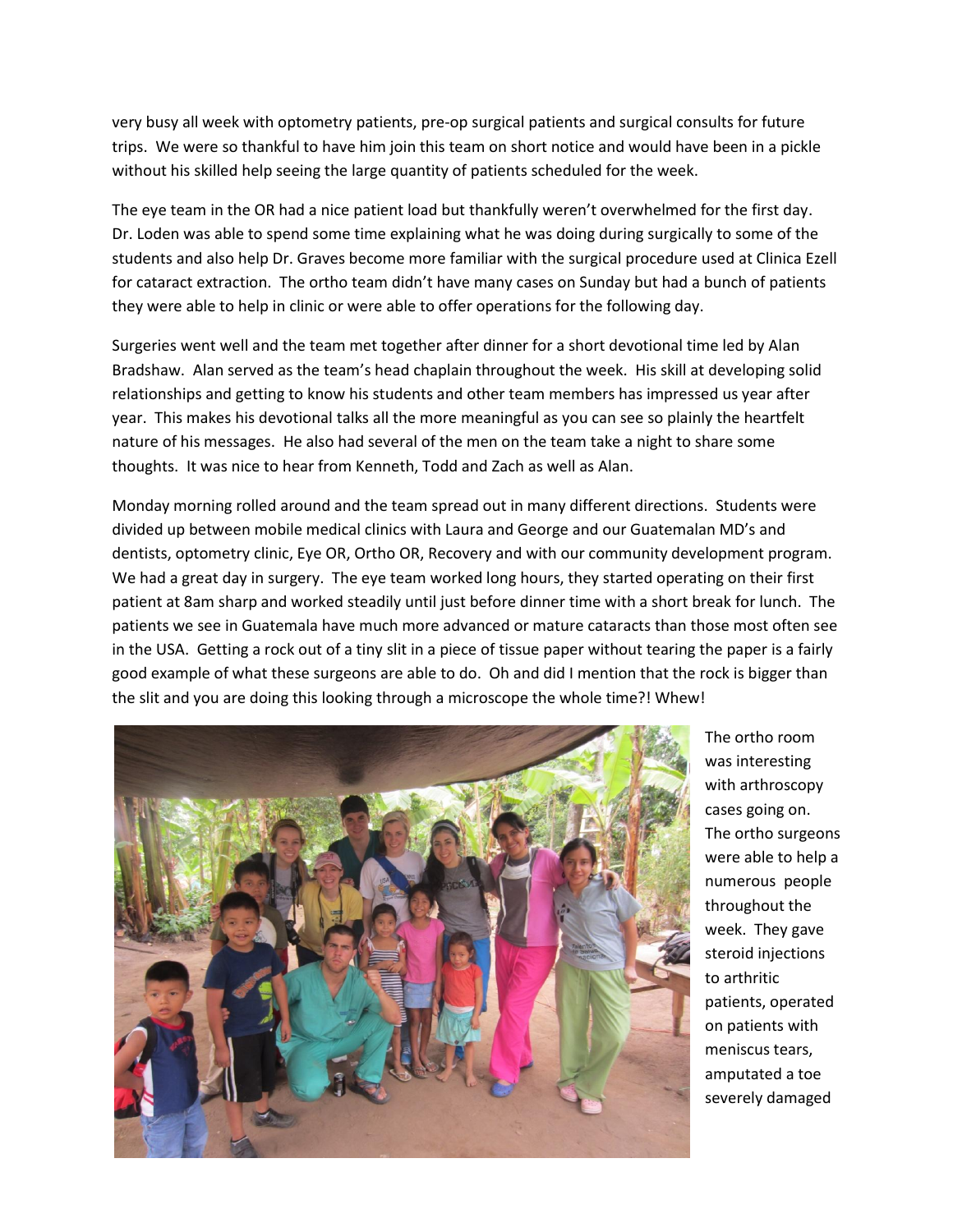very busy all week with optometry patients, pre-op surgical patients and surgical consults for future trips. We were so thankful to have him join this team on short notice and would have been in a pickle without his skilled help seeing the large quantity of patients scheduled for the week.

The eye team in the OR had a nice patient load but thankfully weren't overwhelmed for the first day. Dr. Loden was able to spend some time explaining what he was doing during surgically to some of the students and also help Dr. Graves become more familiar with the surgical procedure used at Clinica Ezell for cataract extraction. The ortho team didn't have many cases on Sunday but had a bunch of patients they were able to help in clinic or were able to offer operations for the following day.

Surgeries went well and the team met together after dinner for a short devotional time led by Alan Bradshaw. Alan served as the team's head chaplain throughout the week. His skill at developing solid relationships and getting to know his students and other team members has impressed us year after year. This makes his devotional talks all the more meaningful as you can see so plainly the heartfelt nature of his messages. He also had several of the men on the team take a night to share some thoughts. It was nice to hear from Kenneth, Todd and Zach as well as Alan.

Monday morning rolled around and the team spread out in many different directions. Students were divided up between mobile medical clinics with Laura and George and our Guatemalan MD's and dentists, optometry clinic, Eye OR, Ortho OR, Recovery and with our community development program. We had a great day in surgery. The eye team worked long hours, they started operating on their first patient at 8am sharp and worked steadily until just before dinner time with a short break for lunch. The patients we see in Guatemala have much more advanced or mature cataracts than those most often see in the USA. Getting a rock out of a tiny slit in a piece of tissue paper without tearing the paper is a fairly good example of what these surgeons are able to do. Oh and did I mention that the rock is bigger than the slit and you are doing this looking through a microscope the whole time?! Whew!

The ortho room was interesting with arthroscopy cases going on. The ortho surgeons were able to help a numerous people throughout the week. They gave steroid injections to arthritic patients, operated on patients with meniscus tears, amputated a toe severely damaged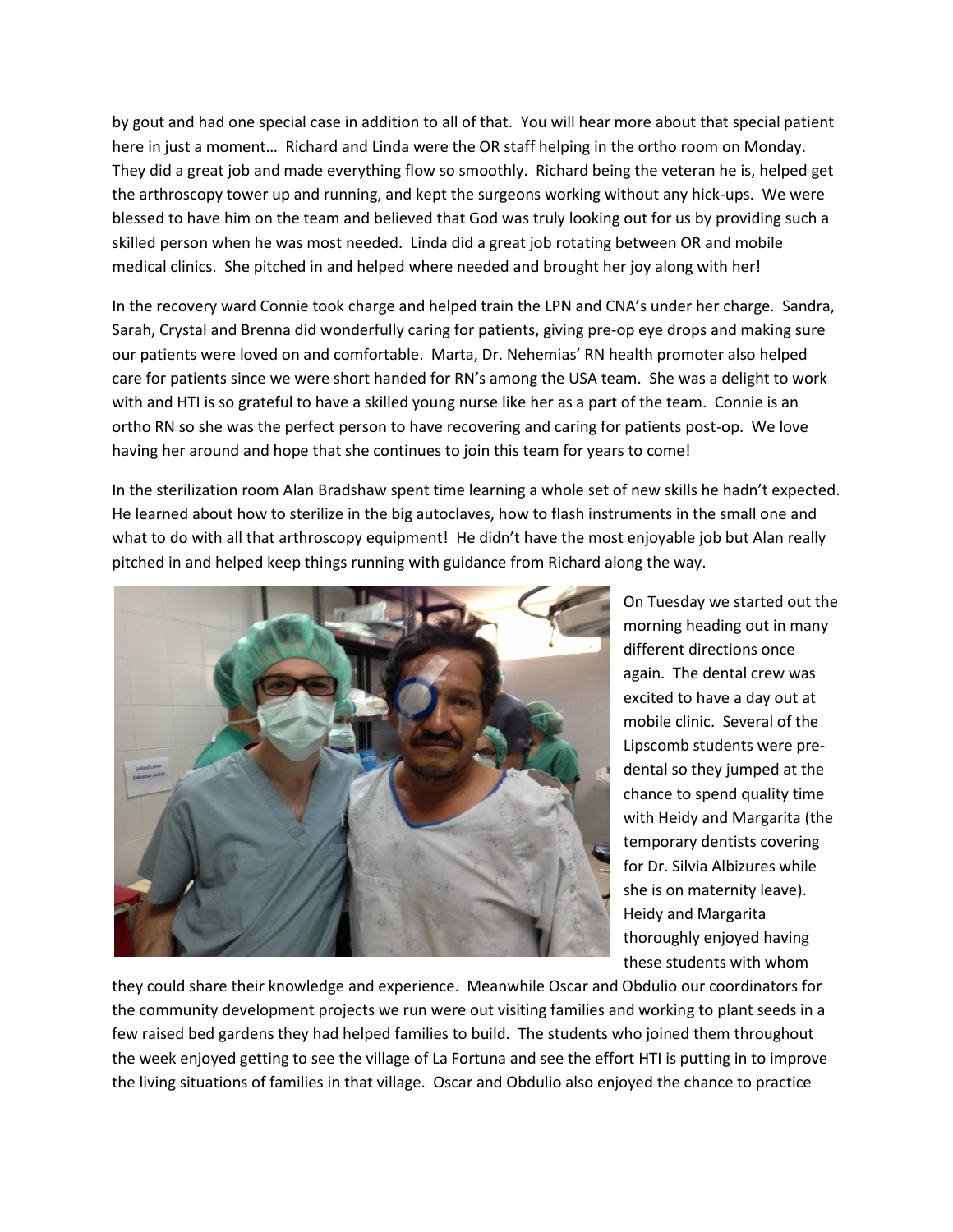by gout and had one special case in addition to all of that. You will hear more about that special patient here in just a moment… Richard and Linda were the OR staff helping in the ortho room on Monday. They did a great job and made everything flow so smoothly. Richard being the veteran he is, helped get the arthroscopy tower up and running, and kept the surgeons working without any hick-ups. We were blessed to have him on the team and believed that God was truly looking out for us by providing such a skilled person when he was most needed. Linda did a great job rotating between OR and mobile medical clinics. She pitched in and helped where needed and brought her joy along with her!

In the recovery ward Connie took charge and helped train the LPN and CNA's under her charge. Sandra, Sarah, Crystal and Brenna did wonderfully caring for patients, giving pre-op eye drops and making sure our patients were loved on and comfortable. Marta, Dr. Nehemias' RN health promoter also helped care for patients since we were short handed for RN's among the USA team. She was a delight to work with and HTI is so grateful to have a skilled young nurse like her as a part of the team. Connie is an ortho RN so she was the perfect person to have recovering and caring for patients post-op. We love having her around and hope that she continues to join this team for years to come!

In the sterilization room Alan Bradshaw spent time learning a whole set of new skills he hadn't expected. He learned about how to sterilize in the big autoclaves, how to flash instruments in the small one and what to do with all that arthroscopy equipment! He didn't have the most enjoyable job but Alan really pitched in and helped keep things running with guidance from Richard along the way.

On Tuesday we started out the morning heading out in many different directions once again. The dental crew was excited to have a day out at mobile clinic. Several of the Lipscomb students were pre-dental so they jumped at the chance to spend quality time with Heidy and Margarita (the temporary dentists covering for Dr. Silvia Albizures while she is on maternity leave). Heidy and Margarita thoroughly enjoyed having these students with whom they could share their knowledge and experience. Meanwhile Oscar and Obdulio our coordinators for the community development projects we run were out visiting families and working to plant seeds in a few raised bed gardens they had helped families to build. The students who joined them throughout the week enjoyed getting to see the village of La Fortuna and see the effort HTI is putting in to improve the living situations of families in that village. Oscar and Obdulio also enjoyed the chance to practice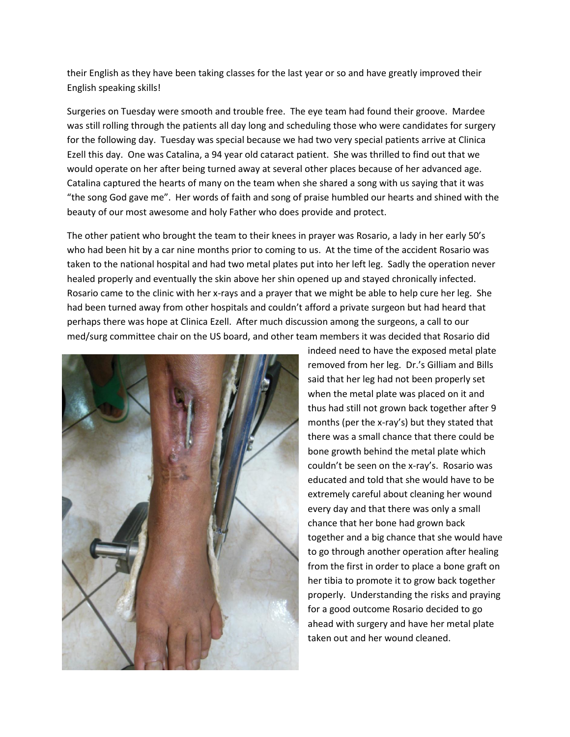their English as they have been taking classes for the last year or so and have greatly improved their English speaking skills!

Surgeries on Tuesday were smooth and trouble free. The eye team had found their groove. Mardee was still rolling through the patients all day long and scheduling those who were candidates for surgery for the following day. Tuesday was special because we had two very special patients arrive at Clinica Ezell this day. One was Catalina, a 94 year old cataract patient. She was thrilled to find out that we would operate on her after being turned away at several other places because of her advanced age. Catalina captured the hearts of many on the team when she shared a song with us saying that it was "the song God gave me". Her words of faith and song of praise humbled our hearts and shined with the beauty of our most awesome and holy Father who does provide and protect.

The other patient who brought the team to their knees in prayer was Rosario, a lady in her early 50's who had been hit by a car nine months prior to coming to us. At the time of the accident Rosario was taken to the national hospital and had two metal plates put into her left leg. Sadly the operation never healed properly and eventually the skin above her shin opened up and stayed chronically infected. Rosario came to the clinic with her x-rays and a prayer that we might be able to help cure her leg. She had been turned away from other hospitals and couldn't afford a private surgeon but had heard that perhaps there was hope at Clinica Ezell. After much discussion among the surgeons, a call to our med/surg committee chair on the US board, and other team members it was decided that Rosario did indeed need to have the exposed metal plate removed from her leg. Dr.'s Gilliam and Bills said that her leg had not been properly set when the metal plate was placed on it and thus had still not grown back together after 9 months (per the x-ray's) but they stated that there was a small chance that there could be bone growth behind the metal plate which couldn't be seen on the x-ray's. Rosario was educated and told that she would have to be extremely careful about cleaning her wound every day and that there was only a small chance that her bone had grown back together and a big chance that she would have to go through another operation after healing from the first in order to place a bone graft on her tibia to promote it to grow back together properly. Understanding the risks and praying for a good outcome Rosario decided to go ahead with surgery and have her metal plate taken out and her wound cleaned.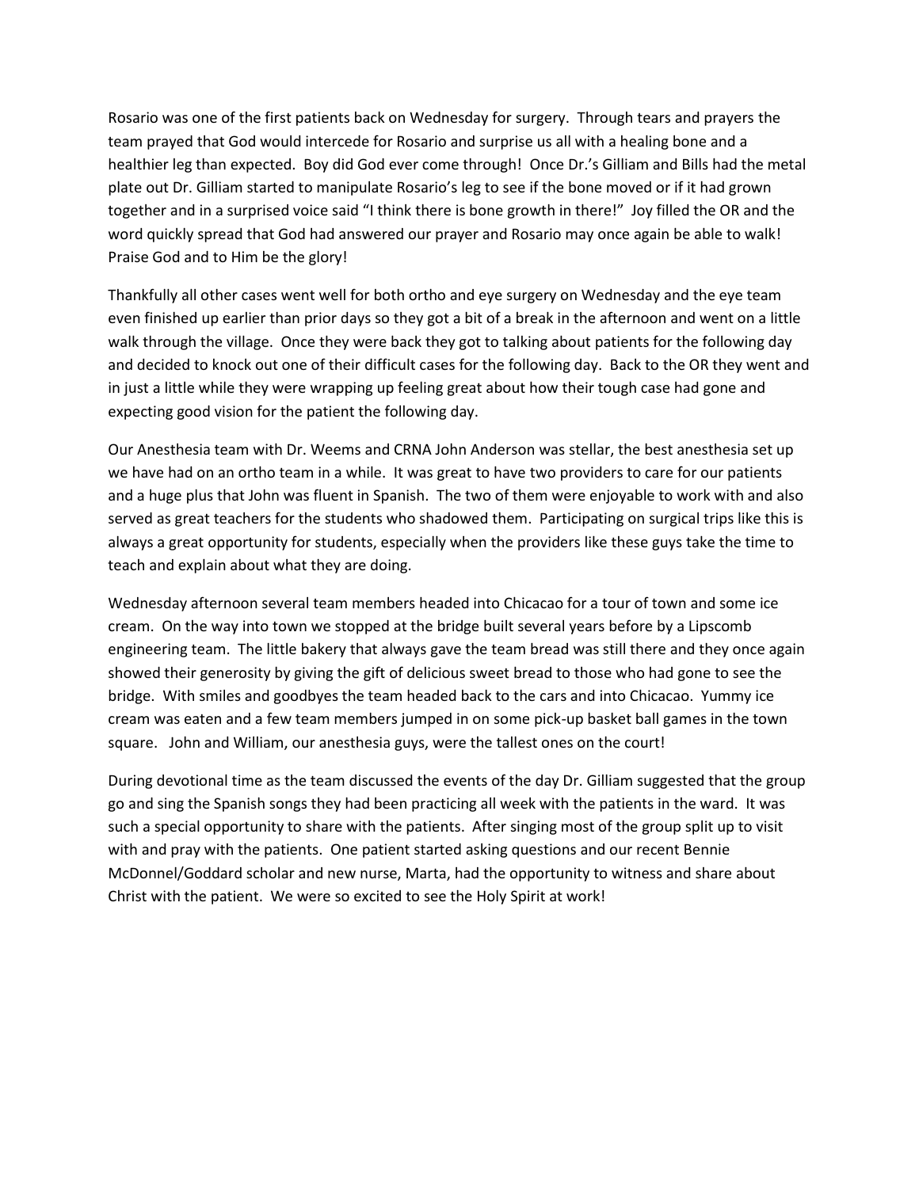Rosario was one of the first patients back on Wednesday for surgery. Through tears and prayers the team prayed that God would intercede for Rosario and surprise us all with a healing bone and a healthier leg than expected. Boy did God ever come through! Once Dr.'s Gilliam and Bills had the metal plate out Dr. Gilliam started to manipulate Rosario's leg to see if the bone moved or if it had grown together and in a surprised voice said "I think there is bone growth in there!" Joy filled the OR and the word quickly spread that God had answered our prayer and Rosario may once again be able to walk! Praise God and to Him be the glory!

Thankfully all other cases went well for both ortho and eye surgery on Wednesday and the eye team even finished up earlier than prior days so they got a bit of a break in the afternoon and went on a little walk through the village. Once they were back they got to talking about patients for the following day and decided to knock out one of their difficult cases for the following day. Back to the OR they went and in just a little while they were wrapping up feeling great about how their tough case had gone and expecting good vision for the patient the following day.

Our Anesthesia team with Dr. Weems and CRNA John Anderson was stellar, the best anesthesia set up we have had on an ortho team in a while. It was great to have two providers to care for our patients and a huge plus that John was fluent in Spanish. The two of them were enjoyable to work with and also served as great teachers for the students who shadowed them. Participating on surgical trips like this is always a great opportunity for students, especially when the providers like these guys take the time to teach and explain about what they are doing.

Wednesday afternoon several team members headed into Chicacao for a tour of town and some ice cream. On the way into town we stopped at the bridge built several years before by a Lipscomb engineering team. The little bakery that always gave the team bread was still there and they once again showed their generosity by giving the gift of delicious sweet bread to those who had gone to see the bridge. With smiles and goodbyes the team headed back to the cars and into Chicacao. Yummy ice cream was eaten and a few team members jumped in on some pick-up basket ball games in the town square. John and William, our anesthesia guys, were the tallest ones on the court!

During devotional time as the team discussed the events of the day Dr. Gilliam suggested that the group go and sing the Spanish songs they had been practicing all week with the patients in the ward. It was such a special opportunity to share with the patients. After singing most of the group split up to visit with and pray with the patients. One patient started asking questions and our recent Bennie McDonnel/Goddard scholar and new nurse, Marta, had the opportunity to witness and share about Christ with the patient. We were so excited to see the Holy Spirit at work!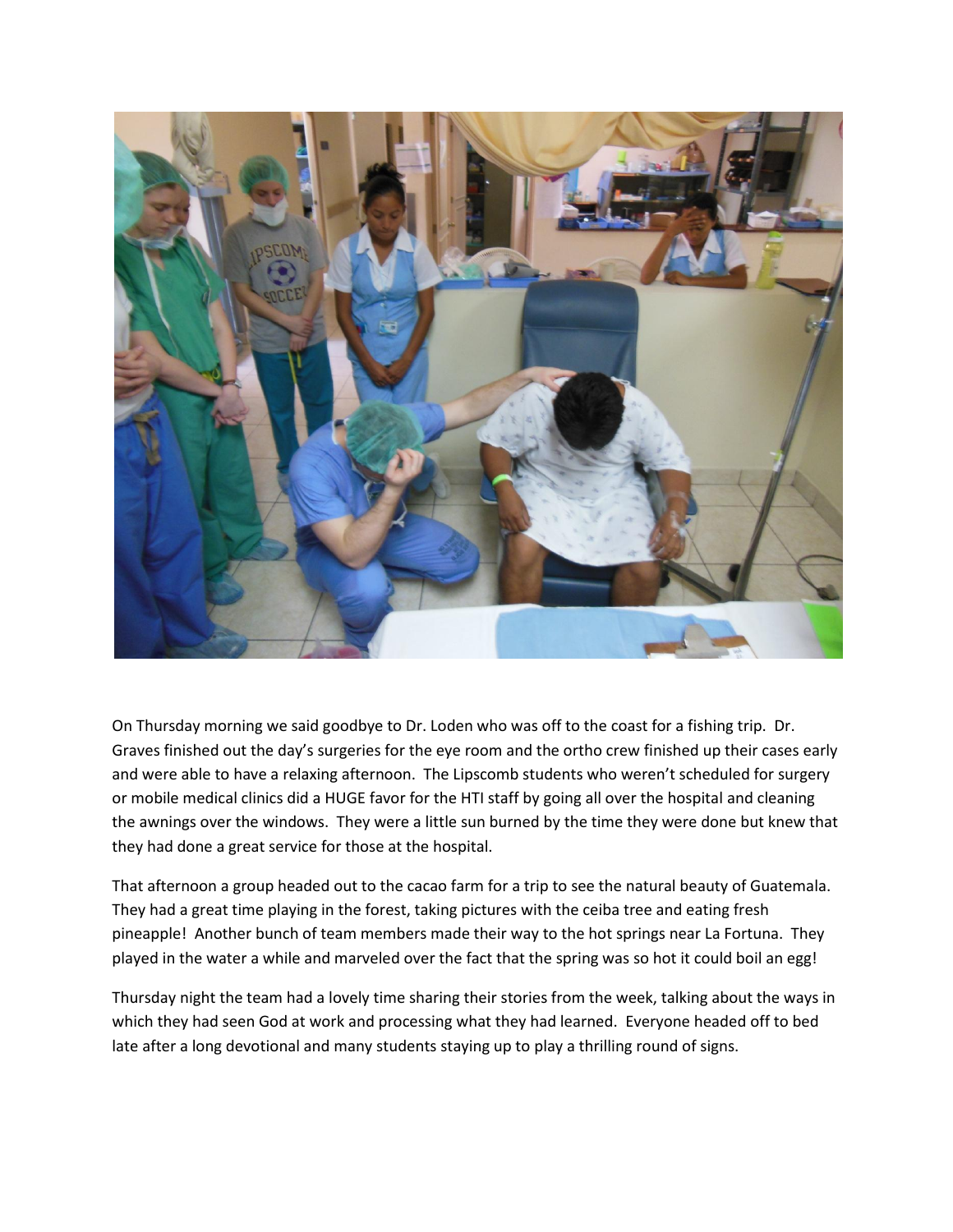On Thursday morning we said goodbye to Dr. Loden who was off to the coast for a fishing trip. Dr. Graves finished out the day's surgeries for the eye room and the ortho crew finished up their cases early and were able to have a relaxing afternoon. The Lipscomb students who weren't scheduled for surgery or mobile medical clinics did a HUGE favor for the HTI staff by going all over the hospital and cleaning the awnings over the windows. They were a little sun burned by the time they were done but knew that they had done a great service for those at the hospital.

That afternoon a group headed out to the cacao farm for a trip to see the natural beauty of Guatemala. They had a great time playing in the forest, taking pictures with the ceiba tree and eating fresh pineapple! Another bunch of team members made their way to the hot springs near La Fortuna. They played in the water a while and marveled over the fact that the spring was so hot it could boil an egg!

Thursday night the team had a lovely time sharing their stories from the week, talking about the ways in which they had seen God at work and processing what they had learned. Everyone headed off to bed late after a long devotional and many students staying up to play a thrilling round of signs.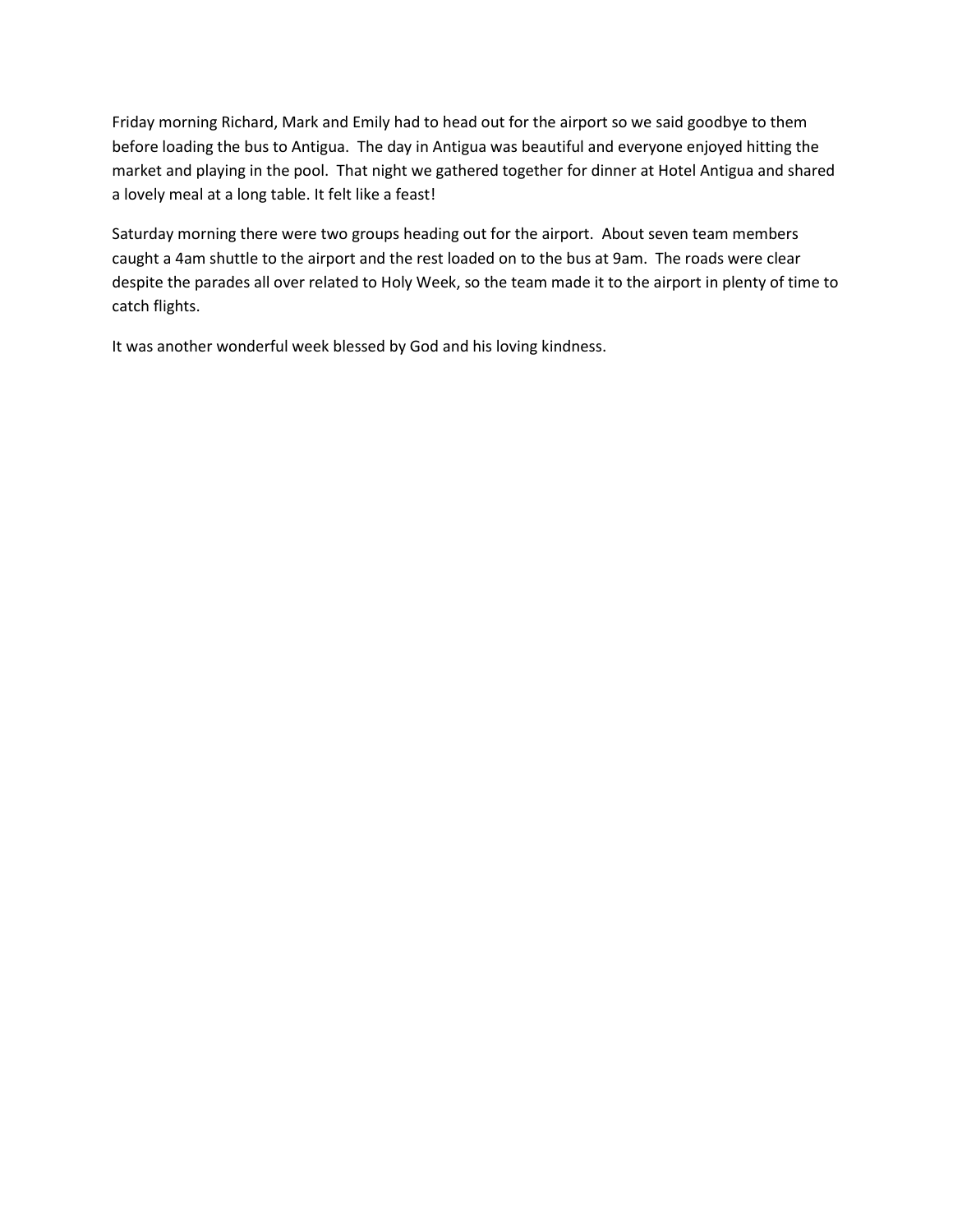Friday morning Richard, Mark and Emily had to head out for the airport so we said goodbye to them before loading the bus to Antigua. The day in Antigua was beautiful and everyone enjoyed hitting the market and playing in the pool. That night we gathered together for dinner at Hotel Antigua and shared a lovely meal at a long table. It felt like a feast!

Saturday morning there were two groups heading out for the airport. About seven team members caught a 4am shuttle to the airport and the rest loaded on to the bus at 9am. The roads were clear despite the parades all over related to Holy Week, so the team made it to the airport in plenty of time to catch flights.

It was another wonderful week blessed by God and his loving kindness.